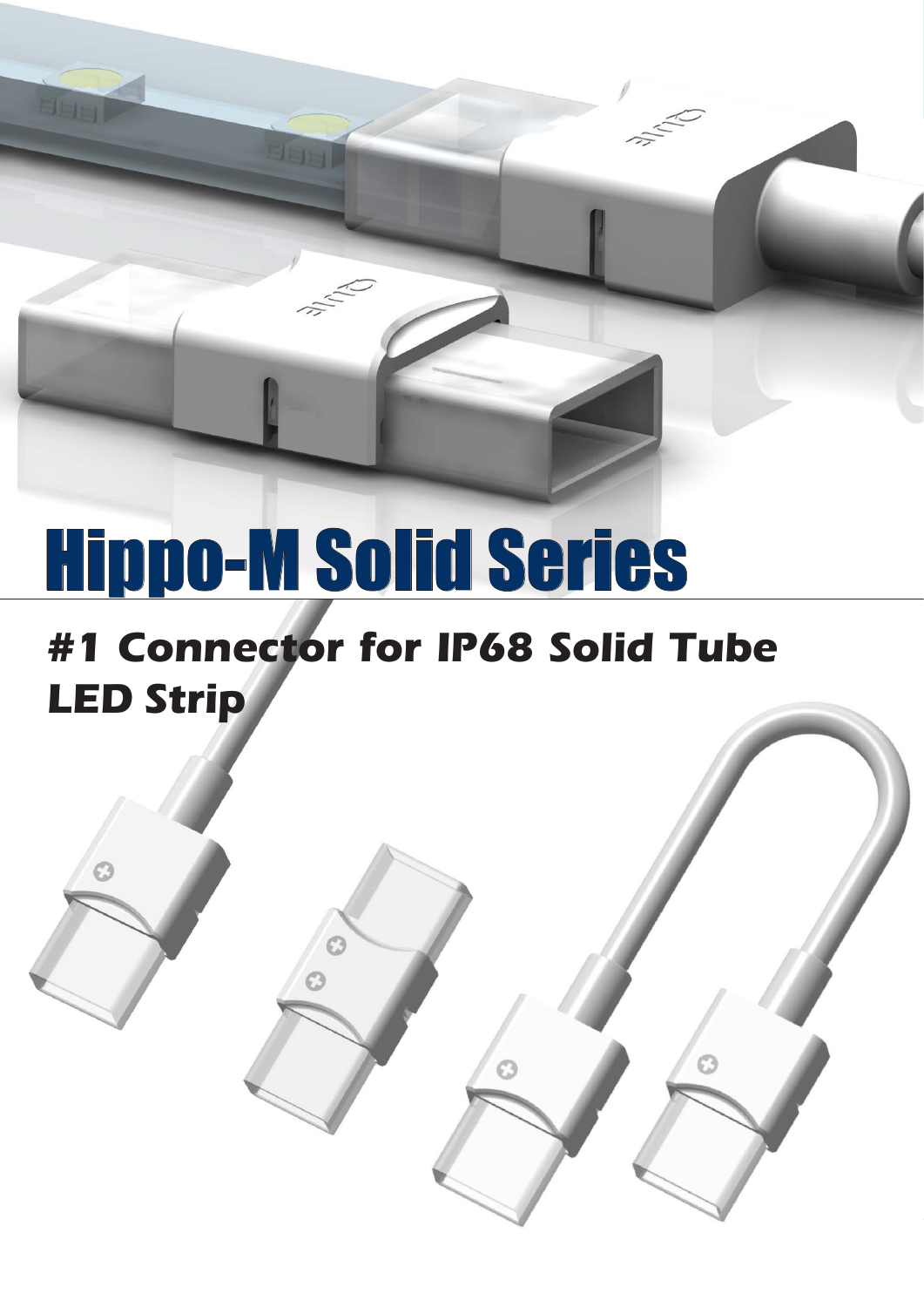# Hippo-M Solid Series

## *#1 Connector for IP68 Solid Tube LED Strip*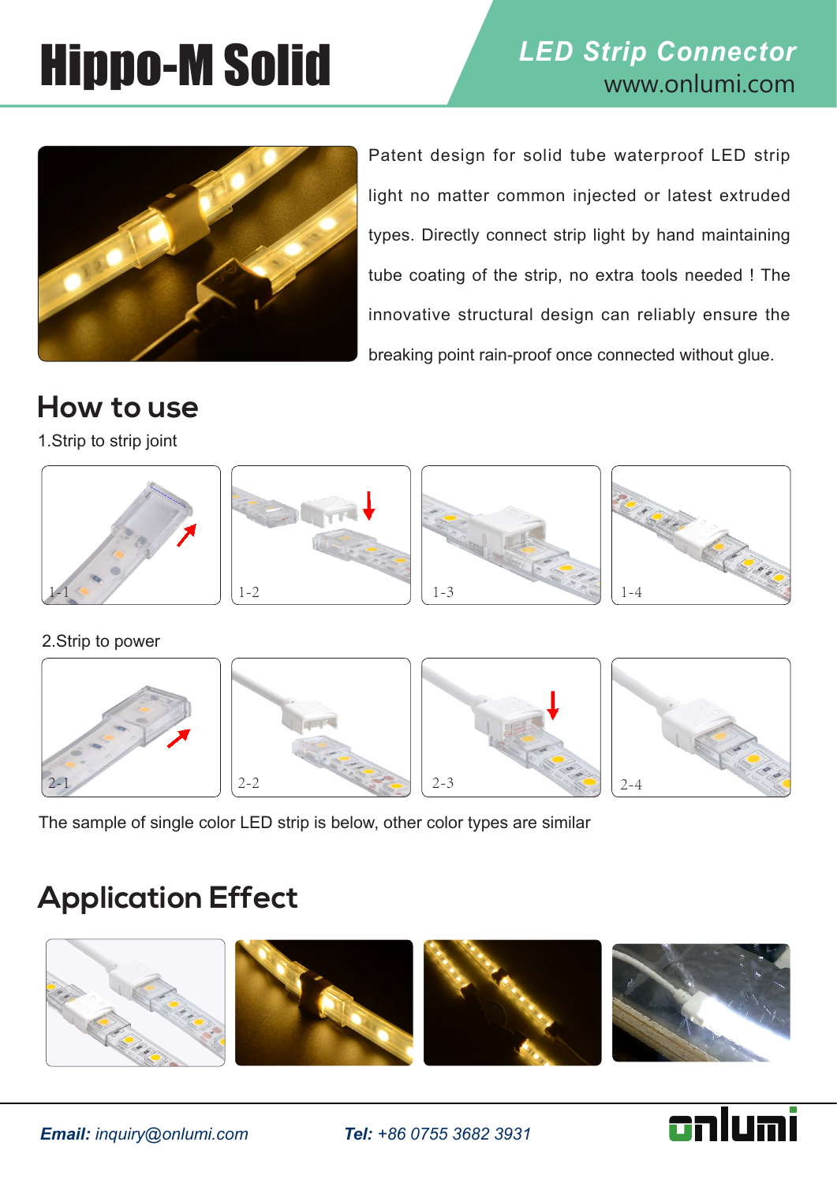# Hippo-M Solid

*LED Strip Connector*
www.onlumi.com

Patent design for solid tube waterproof LED strip light no matter common injected or latest extruded types. Directly connect strip light by hand maintaining tube coating of the strip, no extra tools needed ! The innovative structural design can reliably ensure the breaking point rain-proof once connected without glue.

## How to use

1.Strip to strip joint

1-1 1-2 1-3 1-4

2.Strip to power

2-1 2-2 2-3 2-4

The sample of single color LED strip is below, other color types are similar

## Application Effect

***Email:*** *inquiry@onlumi.com* ***Tel:*** *+86 0755 3682 3931*

onlumi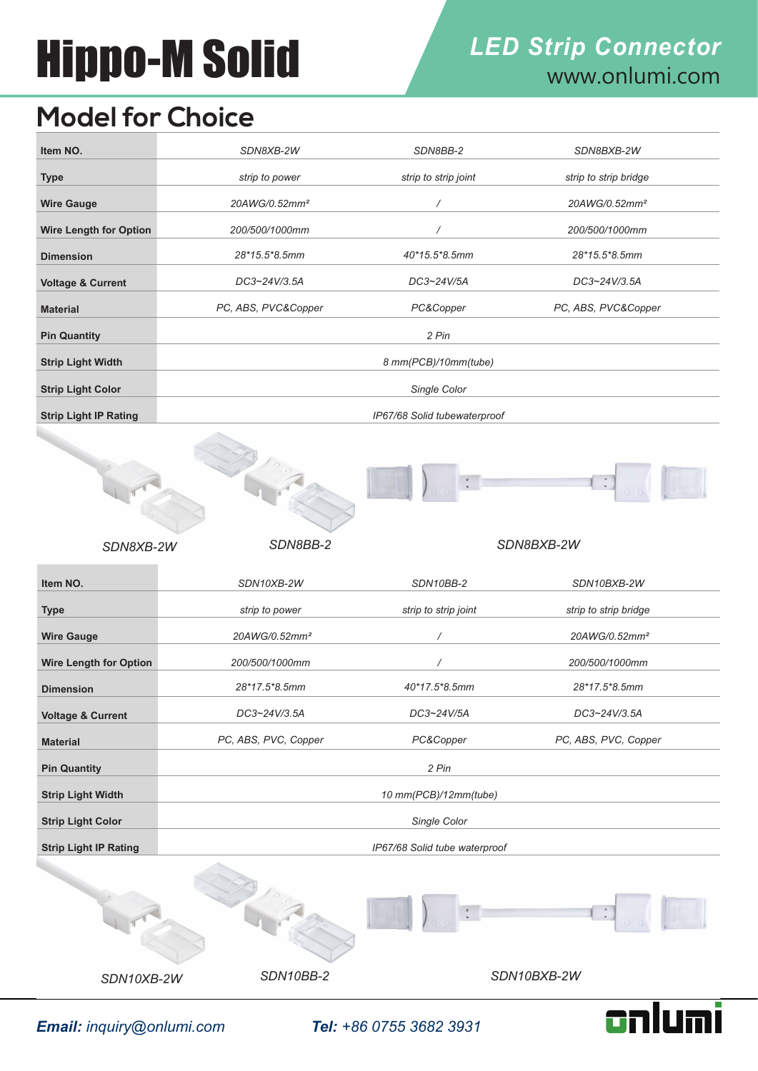# Hippo-M Solid

## LED Strip Connector

www.onlumi.com

## Model for Choice

| Item NO. | SDN8XB-2W | SDN8BB-2 | SDN8BXB-2W |
|---|---|---|---|
| Type | strip to power | strip to strip joint | strip to strip bridge |
| Wire Gauge | 20AWG/0.52mm² | / | 20AWG/0.52mm² |
| Wire Length for Option | 200/500/1000mm | / | 200/500/1000mm |
| Dimension | 28*15.5*8.5mm | 40*15.5*8.5mm | 28*15.5*8.5mm |
| Voltage & Current | DC3~24V/3.5A | DC3~24V/5A | DC3~24V/3.5A |
| Material | PC, ABS, PVC&Copper | PC&Copper | PC, ABS, PVC&Copper |
| Pin Quantity | 2 Pin | | |
| Strip Light Width | 8 mm(PCB)/10mm(tube) | | |
| Strip Light Color | Single Color | | |
| Strip Light IP Rating | IP67/68 Solid tubewaterproof | | |

SDN8XB-2W SDN8BB-2 SDN8BXB-2W

| Item NO. | SDN10XB-2W | SDN10BB-2 | SDN10BXB-2W |
|---|---|---|---|
| Type | strip to power | strip to strip joint | strip to strip bridge |
| Wire Gauge | 20AWG/0.52mm² | / | 20AWG/0.52mm² |
| Wire Length for Option | 200/500/1000mm | / | 200/500/1000mm |
| Dimension | 28*17.5*8.5mm | 40*17.5*8.5mm | 28*17.5*8.5mm |
| Voltage & Current | DC3~24V/3.5A | DC3~24V/5A | DC3~24V/3.5A |
| Material | PC, ABS, PVC, Copper | PC&Copper | PC, ABS, PVC, Copper |
| Pin Quantity | 2 Pin | | |
| Strip Light Width | 10 mm(PCB)/12mm(tube) | | |
| Strip Light Color | Single Color | | |
| Strip Light IP Rating | IP67/68 Solid tube waterproof | | |

SDN10XB-2W SDN10BB-2 SDN10BXB-2W

**Email:** inquiry@onlumi.com **Tel:** +86 0755 3682 3931

onlumi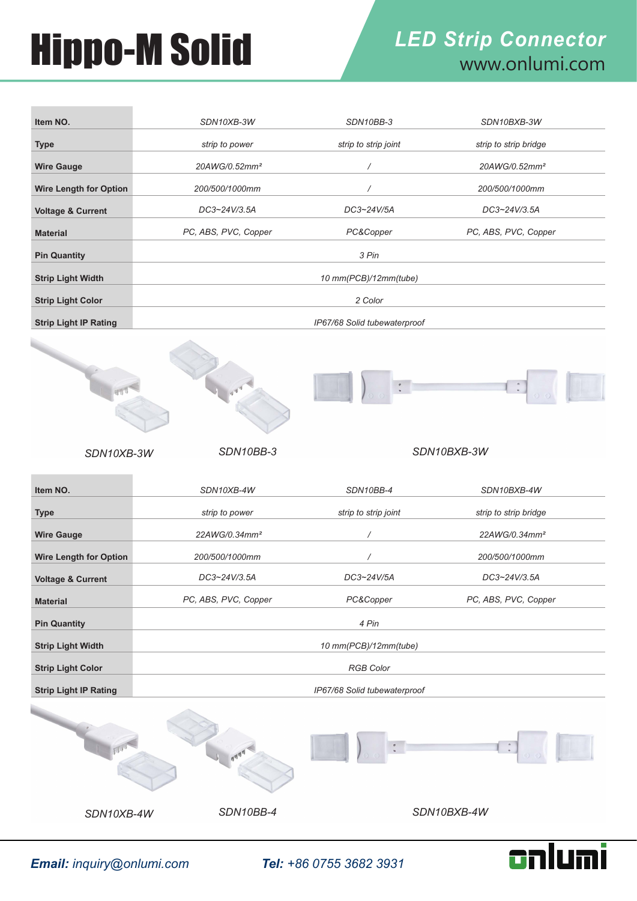# Hippo-M Solid

## LED Strip Connector

www.onlumi.com

| Item NO. | SDN10XB-3W | SDN10BB-3 | SDN10BXB-3W |
|---|---|---|---|
| Type | strip to power | strip to strip joint | strip to strip bridge |
| Wire Gauge | 20AWG/0.52mm² | / | 20AWG/0.52mm² |
| Wire Length for Option | 200/500/1000mm | / | 200/500/1000mm |
| Voltage & Current | DC3~24V/3.5A | DC3~24V/5A | DC3~24V/3.5A |
| Material | PC, ABS, PVC, Copper | PC&Copper | PC, ABS, PVC, Copper |
| Pin Quantity | 3 Pin | | |
| Strip Light Width | 10 mm(PCB)/12mm(tube) | | |
| Strip Light Color | 2 Color | | |
| Strip Light IP Rating | IP67/68 Solid tubewaterproof | | |

SDN10XB-3W SDN10BB-3 SDN10BXB-3W

| Item NO. | SDN10XB-4W | SDN10BB-4 | SDN10BXB-4W |
|---|---|---|---|
| Type | strip to power | strip to strip joint | strip to strip bridge |
| Wire Gauge | 22AWG/0.34mm² | / | 22AWG/0.34mm² |
| Wire Length for Option | 200/500/1000mm | / | 200/500/1000mm |
| Voltage & Current | DC3~24V/3.5A | DC3~24V/5A | DC3~24V/3.5A |
| Material | PC, ABS, PVC, Copper | PC&Copper | PC, ABS, PVC, Copper |
| Pin Quantity | 4 Pin | | |
| Strip Light Width | 10 mm(PCB)/12mm(tube) | | |
| Strip Light Color | RGB Color | | |
| Strip Light IP Rating | IP67/68 Solid tubewaterproof | | |

SDN10XB-4W SDN10BB-4 SDN10BXB-4W

**Email:** inquiry@onlumi.com **Tel:** +86 0755 3682 3931

onlumi